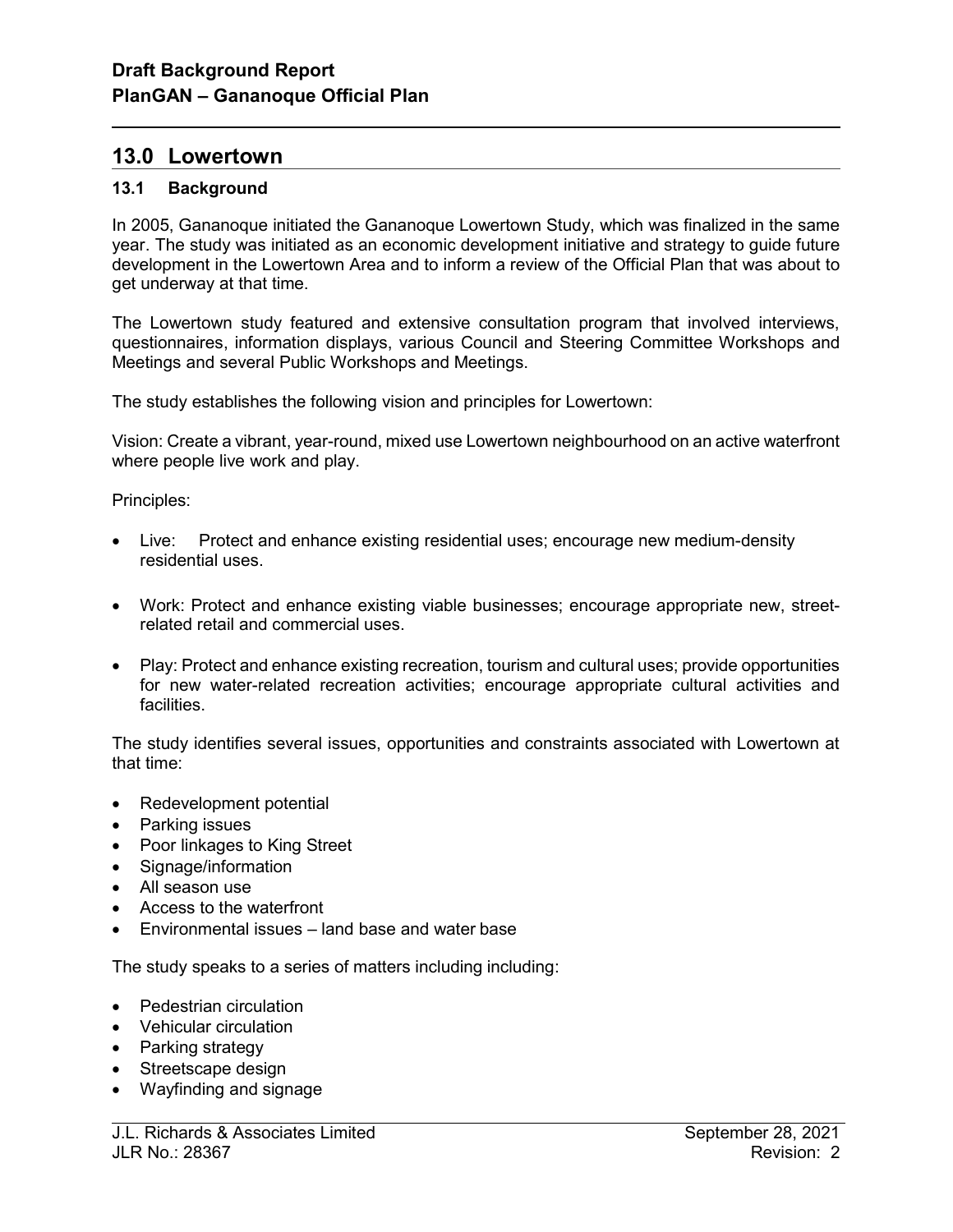## 13.0 Lowertown

### 13.1 Background

In 2005, Gananoque initiated the Gananoque Lowertown Study, which was finalized in the same year. The study was initiated as an economic development initiative and strategy to guide future development in the Lowertown Area and to inform a review of the Official Plan that was about to get underway at that time.

The Lowertown study featured and extensive consultation program that involved interviews, questionnaires, information displays, various Council and Steering Committee Workshops and Meetings and several Public Workshops and Meetings.

The study establishes the following vision and principles for Lowertown:

Vision: Create a vibrant, year-round, mixed use Lowertown neighbourhood on an active waterfront where people live work and play.

Principles:

- Live: Protect and enhance existing residential uses; encourage new medium-density residential uses.
- Work: Protect and enhance existing viable businesses; encourage appropriate new, street-related retail and commercial uses.
- Play: Protect and enhance existing recreation, tourism and cultural uses; provide opportunities for new water-related recreation activities; encourage appropriate cultural activities and facilities.

The study identifies several issues, opportunities and constraints associated with Lowertown at that time:

- Redevelopment potential
- Parking issues
- Poor linkages to King Street
- Signage/information
- All season use
- Access to the waterfront
- Environmental issues – land base and water base

The study speaks to a series of matters including including:

- Pedestrian circulation
- Vehicular circulation
- Parking strategy
- Streetscape design
- Wayfinding and signage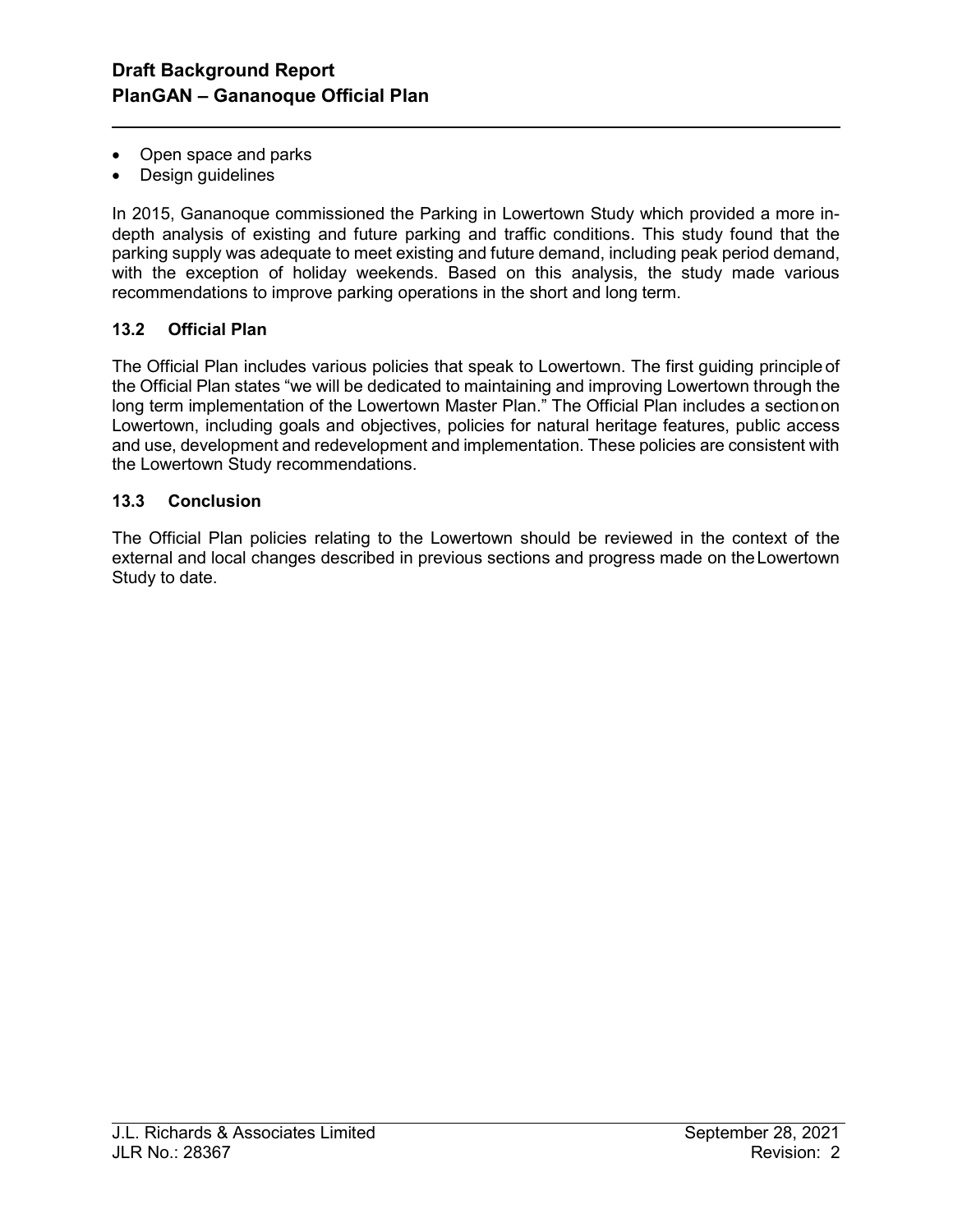- Open space and parks
- Design guidelines

In 2015, Gananoque commissioned the Parking in Lowertown Study which provided a more in-depth analysis of existing and future parking and traffic conditions. This study found that the parking supply was adequate to meet existing and future demand, including peak period demand, with the exception of holiday weekends. Based on this analysis, the study made various recommendations to improve parking operations in the short and long term.

### 13.2 Official Plan

The Official Plan includes various policies that speak to Lowertown. The first guiding principle of the Official Plan states "we will be dedicated to maintaining and improving Lowertown through the long term implementation of the Lowertown Master Plan." The Official Plan includes a section on Lowertown, including goals and objectives, policies for natural heritage features, public access and use, development and redevelopment and implementation. These policies are consistent with the Lowertown Study recommendations.

### 13.3 Conclusion

The Official Plan policies relating to the Lowertown should be reviewed in the context of the external and local changes described in previous sections and progress made on the Lowertown Study to date.